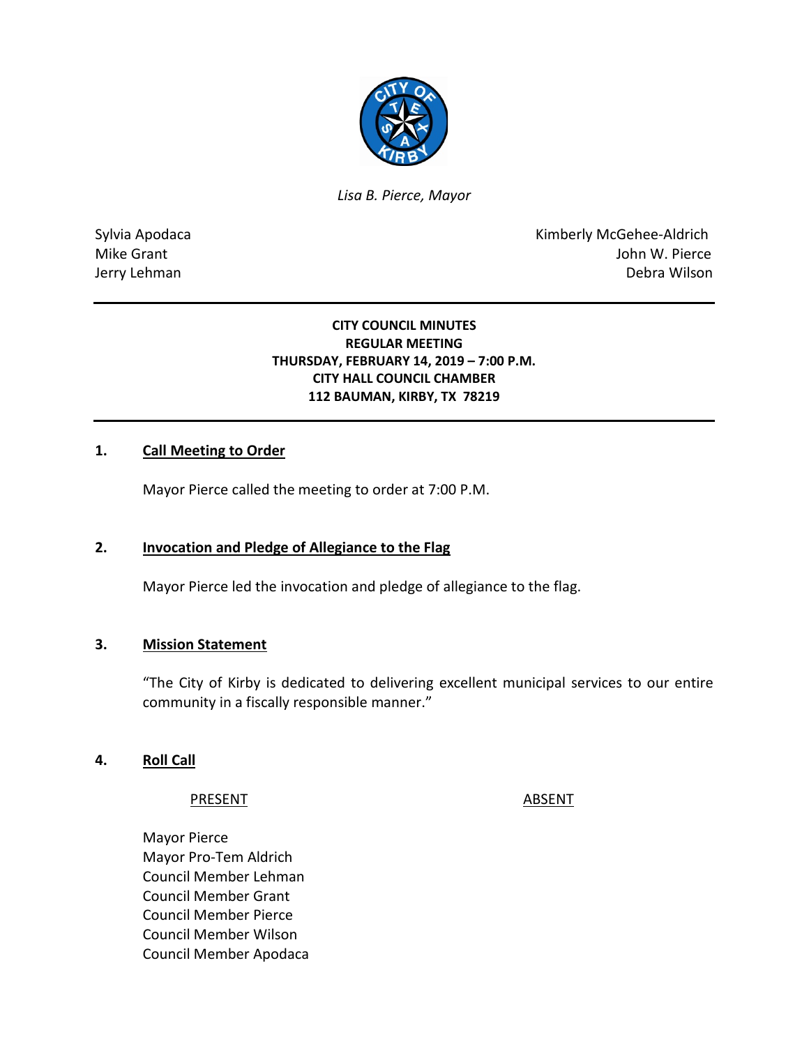*Lisa B. Pierce, Mayor*

Sylvia Apodaca
Mike Grant
Jerry Lehman

Kimberly McGehee-Aldrich
John W. Pierce
Debra Wilson

---

**CITY COUNCIL MINUTES**
**REGULAR MEETING**
**THURSDAY, FEBRUARY 14, 2019 – 7:00 P.M.**
**CITY HALL COUNCIL CHAMBER**
**112 BAUMAN, KIRBY, TX 78219**

---

## 1. Call Meeting to Order

Mayor Pierce called the meeting to order at 7:00 P.M.

## 2. Invocation and Pledge of Allegiance to the Flag

Mayor Pierce led the invocation and pledge of allegiance to the flag.

## 3. Mission Statement

"The City of Kirby is dedicated to delivering excellent municipal services to our entire community in a fiscally responsible manner."

## 4. Roll Call

| PRESENT | ABSENT |
|---|---|
| Mayor Pierce | |
| Mayor Pro-Tem Aldrich | |
| Council Member Lehman | |
| Council Member Grant | |
| Council Member Pierce | |
| Council Member Wilson | |
| Council Member Apodaca | |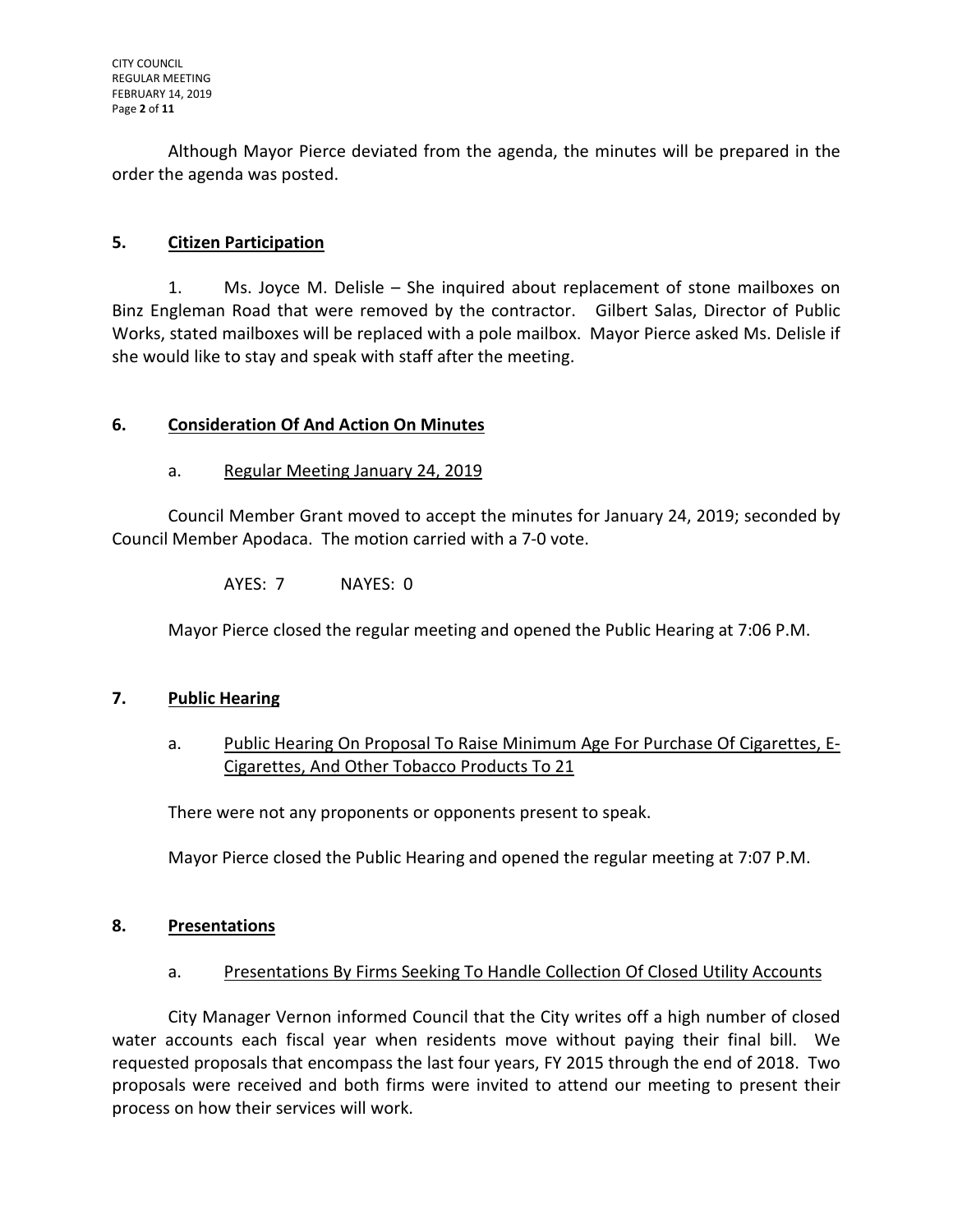Although Mayor Pierce deviated from the agenda, the minutes will be prepared in the order the agenda was posted.

## 5. Citizen Participation

1. Ms. Joyce M. Delisle – She inquired about replacement of stone mailboxes on Binz Engleman Road that were removed by the contractor. Gilbert Salas, Director of Public Works, stated mailboxes will be replaced with a pole mailbox. Mayor Pierce asked Ms. Delisle if she would like to stay and speak with staff after the meeting.

## 6. Consideration Of And Action On Minutes

### a. Regular Meeting January 24, 2019

Council Member Grant moved to accept the minutes for January 24, 2019; seconded by Council Member Apodaca. The motion carried with a 7-0 vote.

AYES: 7 NAYES: 0

Mayor Pierce closed the regular meeting and opened the Public Hearing at 7:06 P.M.

## 7. Public Hearing

### a. Public Hearing On Proposal To Raise Minimum Age For Purchase Of Cigarettes, E-Cigarettes, And Other Tobacco Products To 21

There were not any proponents or opponents present to speak.

Mayor Pierce closed the Public Hearing and opened the regular meeting at 7:07 P.M.

## 8. Presentations

### a. Presentations By Firms Seeking To Handle Collection Of Closed Utility Accounts

City Manager Vernon informed Council that the City writes off a high number of closed water accounts each fiscal year when residents move without paying their final bill. We requested proposals that encompass the last four years, FY 2015 through the end of 2018. Two proposals were received and both firms were invited to attend our meeting to present their process on how their services will work.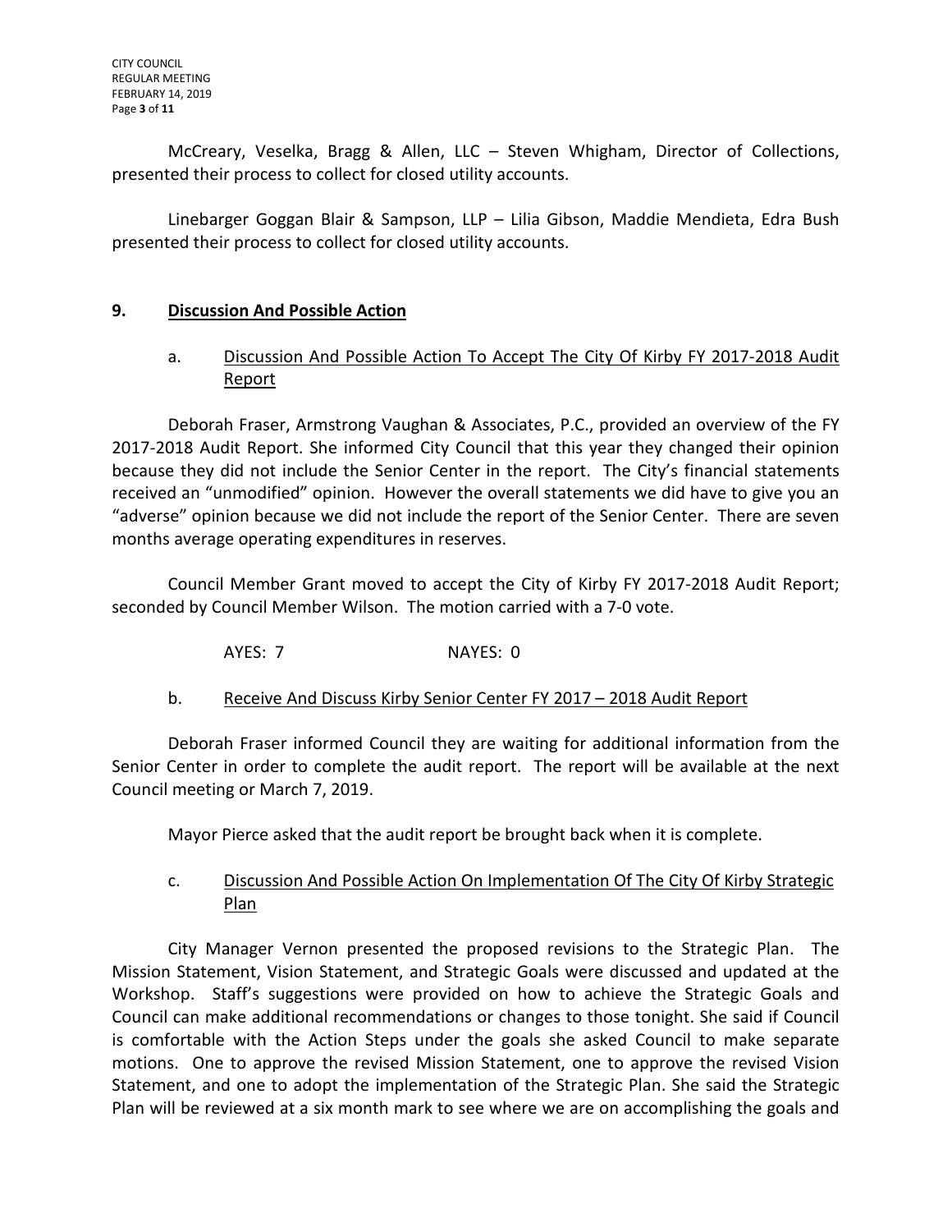McCreary, Veselka, Bragg & Allen, LLC – Steven Whigham, Director of Collections, presented their process to collect for closed utility accounts.

Linebarger Goggan Blair & Sampson, LLP – Lilia Gibson, Maddie Mendieta, Edra Bush presented their process to collect for closed utility accounts.

## 9. Discussion And Possible Action

### a. Discussion And Possible Action To Accept The City Of Kirby FY 2017-2018 Audit Report

Deborah Fraser, Armstrong Vaughan & Associates, P.C., provided an overview of the FY 2017-2018 Audit Report. She informed City Council that this year they changed their opinion because they did not include the Senior Center in the report. The City's financial statements received an "unmodified" opinion. However the overall statements we did have to give you an "adverse" opinion because we did not include the report of the Senior Center. There are seven months average operating expenditures in reserves.

Council Member Grant moved to accept the City of Kirby FY 2017-2018 Audit Report; seconded by Council Member Wilson. The motion carried with a 7-0 vote.

AYES: 7 NAYES: 0

### b. Receive And Discuss Kirby Senior Center FY 2017 – 2018 Audit Report

Deborah Fraser informed Council they are waiting for additional information from the Senior Center in order to complete the audit report. The report will be available at the next Council meeting or March 7, 2019.

Mayor Pierce asked that the audit report be brought back when it is complete.

### c. Discussion And Possible Action On Implementation Of The City Of Kirby Strategic Plan

City Manager Vernon presented the proposed revisions to the Strategic Plan. The Mission Statement, Vision Statement, and Strategic Goals were discussed and updated at the Workshop. Staff's suggestions were provided on how to achieve the Strategic Goals and Council can make additional recommendations or changes to those tonight. She said if Council is comfortable with the Action Steps under the goals she asked Council to make separate motions. One to approve the revised Mission Statement, one to approve the revised Vision Statement, and one to adopt the implementation of the Strategic Plan. She said the Strategic Plan will be reviewed at a six month mark to see where we are on accomplishing the goals and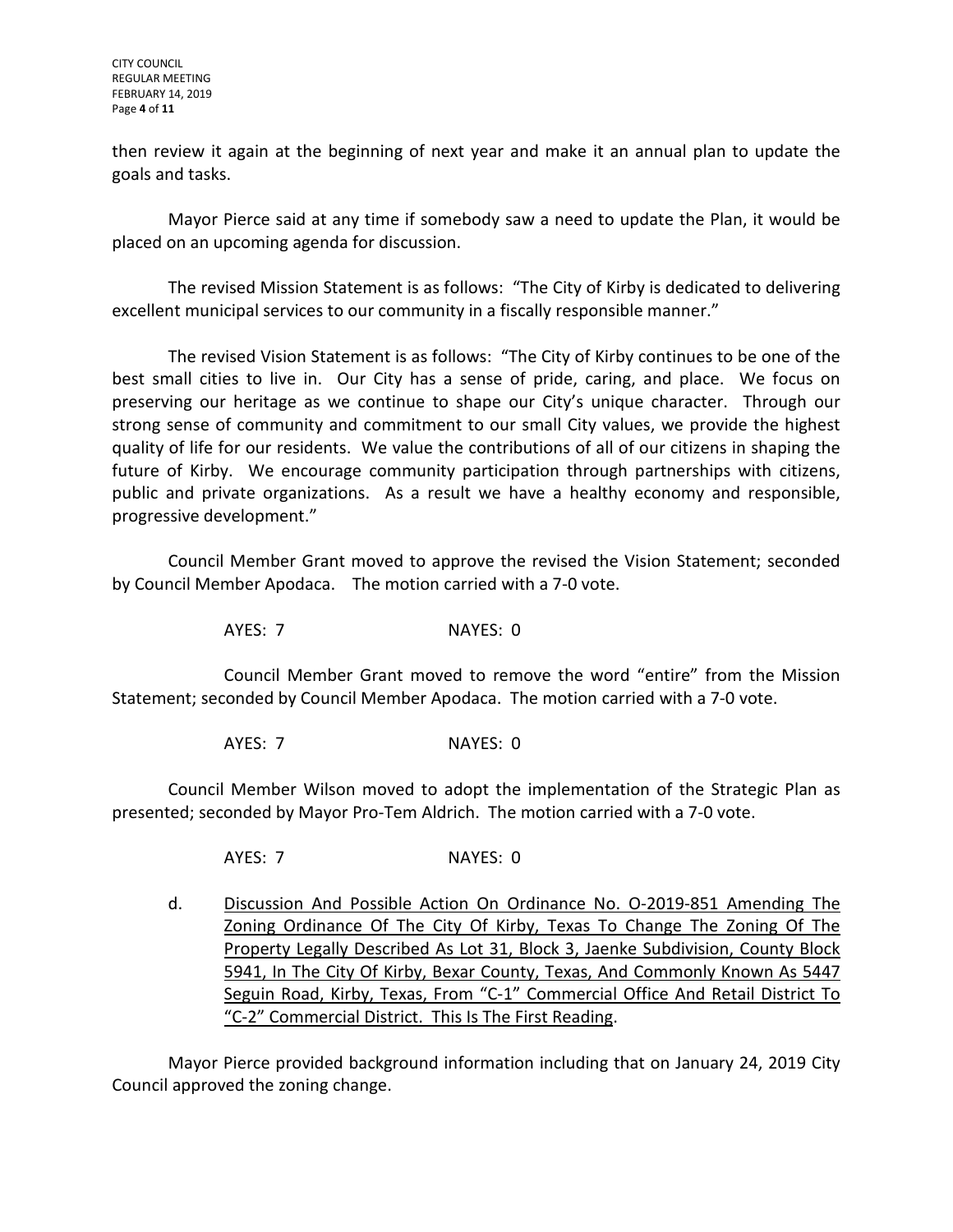then review it again at the beginning of next year and make it an annual plan to update the goals and tasks.

Mayor Pierce said at any time if somebody saw a need to update the Plan, it would be placed on an upcoming agenda for discussion.

The revised Mission Statement is as follows: "The City of Kirby is dedicated to delivering excellent municipal services to our community in a fiscally responsible manner."

The revised Vision Statement is as follows: "The City of Kirby continues to be one of the best small cities to live in. Our City has a sense of pride, caring, and place. We focus on preserving our heritage as we continue to shape our City's unique character. Through our strong sense of community and commitment to our small City values, we provide the highest quality of life for our residents. We value the contributions of all of our citizens in shaping the future of Kirby. We encourage community participation through partnerships with citizens, public and private organizations. As a result we have a healthy economy and responsible, progressive development."

Council Member Grant moved to approve the revised the Vision Statement; seconded by Council Member Apodaca. The motion carried with a 7-0 vote.

AYES: 7 NAYES: 0

Council Member Grant moved to remove the word "entire" from the Mission Statement; seconded by Council Member Apodaca. The motion carried with a 7-0 vote.

AYES: 7 NAYES: 0

Council Member Wilson moved to adopt the implementation of the Strategic Plan as presented; seconded by Mayor Pro-Tem Aldrich. The motion carried with a 7-0 vote.

AYES: 7 NAYES: 0

d. Discussion And Possible Action On Ordinance No. O-2019-851 Amending The Zoning Ordinance Of The City Of Kirby, Texas To Change The Zoning Of The Property Legally Described As Lot 31, Block 3, Jaenke Subdivision, County Block 5941, In The City Of Kirby, Bexar County, Texas, And Commonly Known As 5447 Seguin Road, Kirby, Texas, From "C-1" Commercial Office And Retail District To "C-2" Commercial District. This Is The First Reading.

Mayor Pierce provided background information including that on January 24, 2019 City Council approved the zoning change.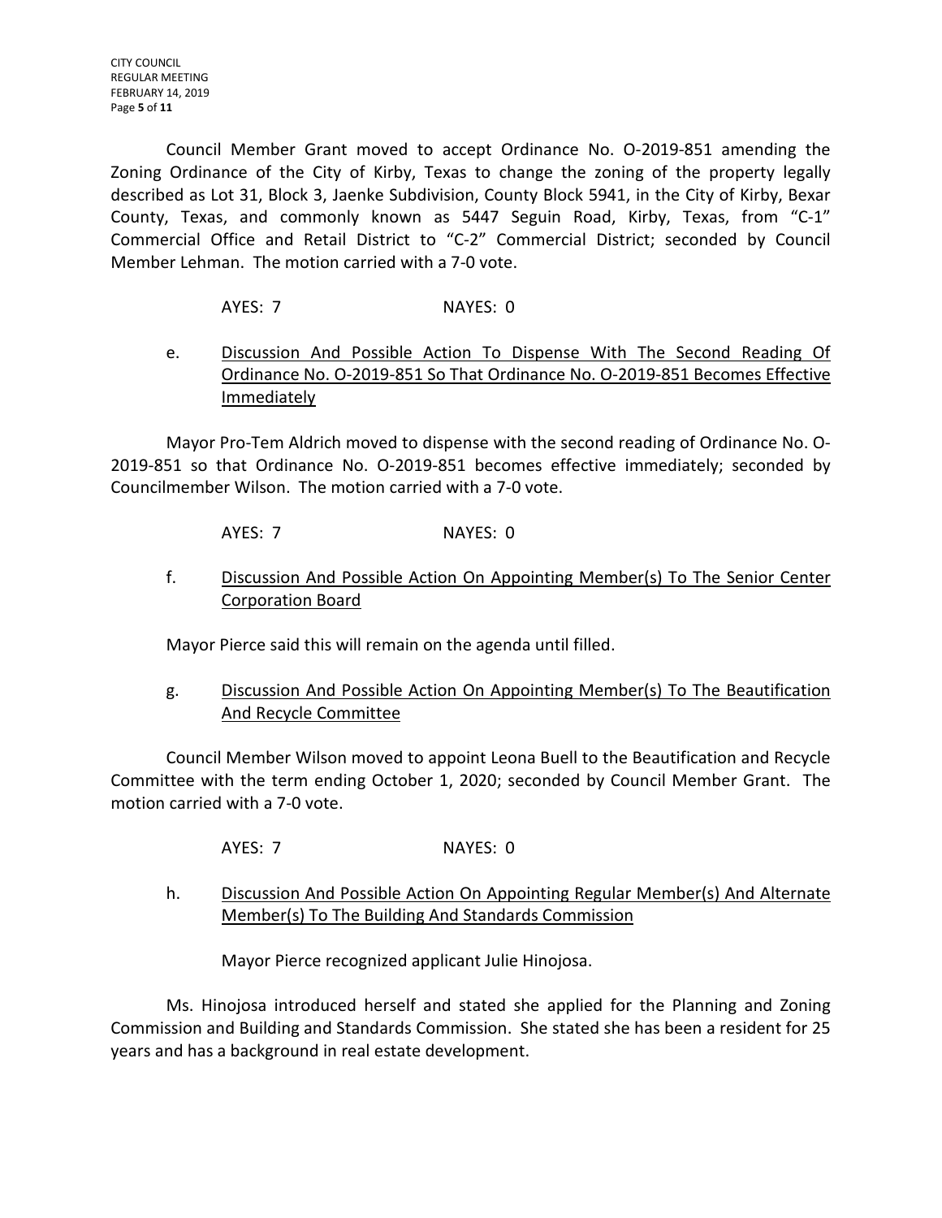Council Member Grant moved to accept Ordinance No. O-2019-851 amending the Zoning Ordinance of the City of Kirby, Texas to change the zoning of the property legally described as Lot 31, Block 3, Jaenke Subdivision, County Block 5941, in the City of Kirby, Bexar County, Texas, and commonly known as 5447 Seguin Road, Kirby, Texas, from "C-1" Commercial Office and Retail District to "C-2" Commercial District; seconded by Council Member Lehman. The motion carried with a 7-0 vote.

AYES: 7 NAYES: 0

e. <u>Discussion And Possible Action To Dispense With The Second Reading Of Ordinance No. O-2019-851 So That Ordinance No. O-2019-851 Becomes Effective Immediately</u>

Mayor Pro-Tem Aldrich moved to dispense with the second reading of Ordinance No. O-2019-851 so that Ordinance No. O-2019-851 becomes effective immediately; seconded by Councilmember Wilson. The motion carried with a 7-0 vote.

AYES: 7 NAYES: 0

f. <u>Discussion And Possible Action On Appointing Member(s) To The Senior Center Corporation Board</u>

Mayor Pierce said this will remain on the agenda until filled.

g. <u>Discussion And Possible Action On Appointing Member(s) To The Beautification And Recycle Committee</u>

Council Member Wilson moved to appoint Leona Buell to the Beautification and Recycle Committee with the term ending October 1, 2020; seconded by Council Member Grant. The motion carried with a 7-0 vote.

AYES: 7 NAYES: 0

h. <u>Discussion And Possible Action On Appointing Regular Member(s) And Alternate Member(s) To The Building And Standards Commission</u>

Mayor Pierce recognized applicant Julie Hinojosa.

Ms. Hinojosa introduced herself and stated she applied for the Planning and Zoning Commission and Building and Standards Commission. She stated she has been a resident for 25 years and has a background in real estate development.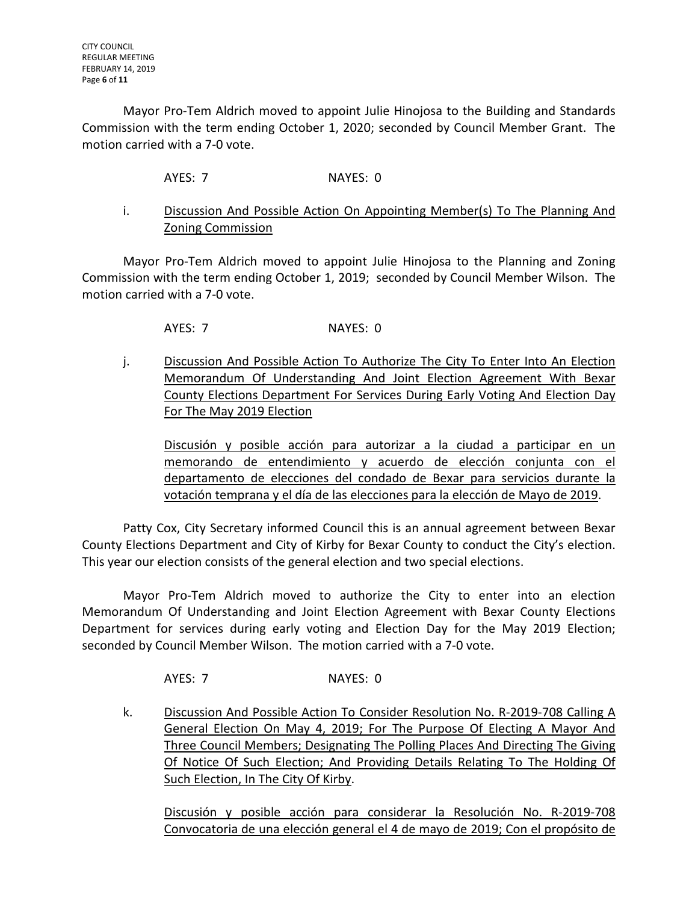Mayor Pro-Tem Aldrich moved to appoint Julie Hinojosa to the Building and Standards Commission with the term ending October 1, 2020; seconded by Council Member Grant. The motion carried with a 7-0 vote.

AYES: 7 NAYES: 0

i. Discussion And Possible Action On Appointing Member(s) To The Planning And Zoning Commission

Mayor Pro-Tem Aldrich moved to appoint Julie Hinojosa to the Planning and Zoning Commission with the term ending October 1, 2019; seconded by Council Member Wilson. The motion carried with a 7-0 vote.

AYES: 7 NAYES: 0

j. Discussion And Possible Action To Authorize The City To Enter Into An Election Memorandum Of Understanding And Joint Election Agreement With Bexar County Elections Department For Services During Early Voting And Election Day For The May 2019 Election

Discusión y posible acción para autorizar a la ciudad a participar en un memorando de entendimiento y acuerdo de elección conjunta con el departamento de elecciones del condado de Bexar para servicios durante la votación temprana y el día de las elecciones para la elección de Mayo de 2019.

Patty Cox, City Secretary informed Council this is an annual agreement between Bexar County Elections Department and City of Kirby for Bexar County to conduct the City's election. This year our election consists of the general election and two special elections.

Mayor Pro-Tem Aldrich moved to authorize the City to enter into an election Memorandum Of Understanding and Joint Election Agreement with Bexar County Elections Department for services during early voting and Election Day for the May 2019 Election; seconded by Council Member Wilson. The motion carried with a 7-0 vote.

AYES: 7 NAYES: 0

k. Discussion And Possible Action To Consider Resolution No. R-2019-708 Calling A General Election On May 4, 2019; For The Purpose Of Electing A Mayor And Three Council Members; Designating The Polling Places And Directing The Giving Of Notice Of Such Election; And Providing Details Relating To The Holding Of Such Election, In The City Of Kirby.

Discusión y posible acción para considerar la Resolución No. R-2019-708 Convocatoria de una elección general el 4 de mayo de 2019; Con el propósito de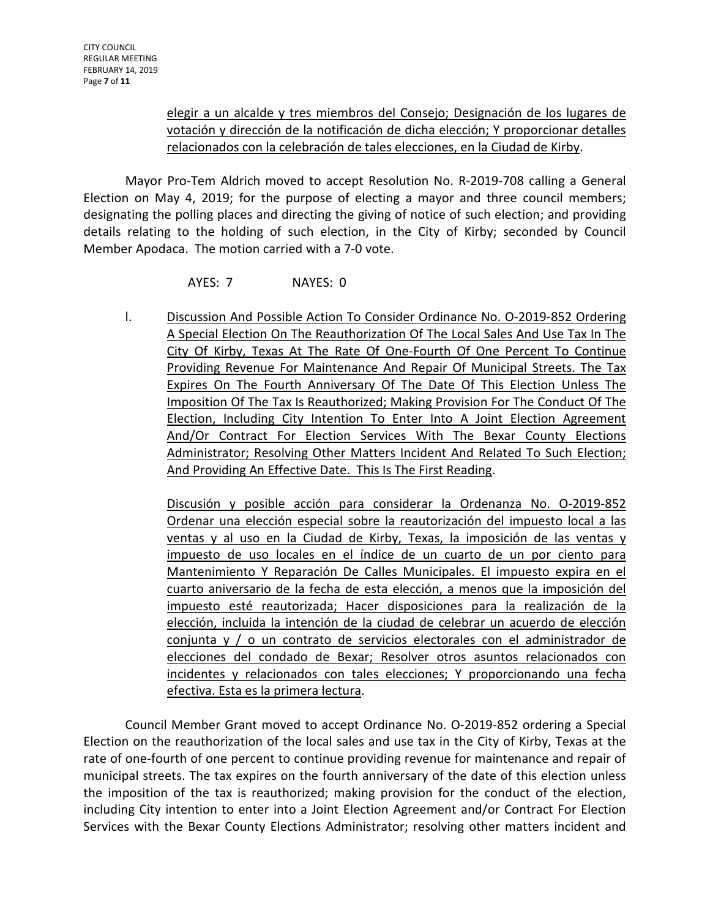elegir a un alcalde y tres miembros del Consejo; Designación de los lugares de votación y dirección de la notificación de dicha elección; Y proporcionar detalles relacionados con la celebración de tales elecciones, en la Ciudad de Kirby.

Mayor Pro-Tem Aldrich moved to accept Resolution No. R-2019-708 calling a General Election on May 4, 2019; for the purpose of electing a mayor and three council members; designating the polling places and directing the giving of notice of such election; and providing details relating to the holding of such election, in the City of Kirby; seconded by Council Member Apodaca. The motion carried with a 7-0 vote.

AYES: 7 NAYES: 0

l. Discussion And Possible Action To Consider Ordinance No. O-2019-852 Ordering A Special Election On The Reauthorization Of The Local Sales And Use Tax In The City Of Kirby, Texas At The Rate Of One-Fourth Of One Percent To Continue Providing Revenue For Maintenance And Repair Of Municipal Streets. The Tax Expires On The Fourth Anniversary Of The Date Of This Election Unless The Imposition Of The Tax Is Reauthorized; Making Provision For The Conduct Of The Election, Including City Intention To Enter Into A Joint Election Agreement And/Or Contract For Election Services With The Bexar County Elections Administrator; Resolving Other Matters Incident And Related To Such Election; And Providing An Effective Date. This Is The First Reading.

Discusión y posible acción para considerar la Ordenanza No. O-2019-852 Ordenar una elección especial sobre la reautorización del impuesto local a las ventas y al uso en la Ciudad de Kirby, Texas, la imposición de las ventas y impuesto de uso locales en el índice de un cuarto de un por ciento para Mantenimiento Y Reparación De Calles Municipales. El impuesto expira en el cuarto aniversario de la fecha de esta elección, a menos que la imposición del impuesto esté reautorizada; Hacer disposiciones para la realización de la elección, incluida la intención de la ciudad de celebrar un acuerdo de elección conjunta y / o un contrato de servicios electorales con el administrador de elecciones del condado de Bexar; Resolver otros asuntos relacionados con incidentes y relacionados con tales elecciones; Y proporcionando una fecha efectiva. Esta es la primera lectura.

Council Member Grant moved to accept Ordinance No. O-2019-852 ordering a Special Election on the reauthorization of the local sales and use tax in the City of Kirby, Texas at the rate of one-fourth of one percent to continue providing revenue for maintenance and repair of municipal streets. The tax expires on the fourth anniversary of the date of this election unless the imposition of the tax is reauthorized; making provision for the conduct of the election, including City intention to enter into a Joint Election Agreement and/or Contract For Election Services with the Bexar County Elections Administrator; resolving other matters incident and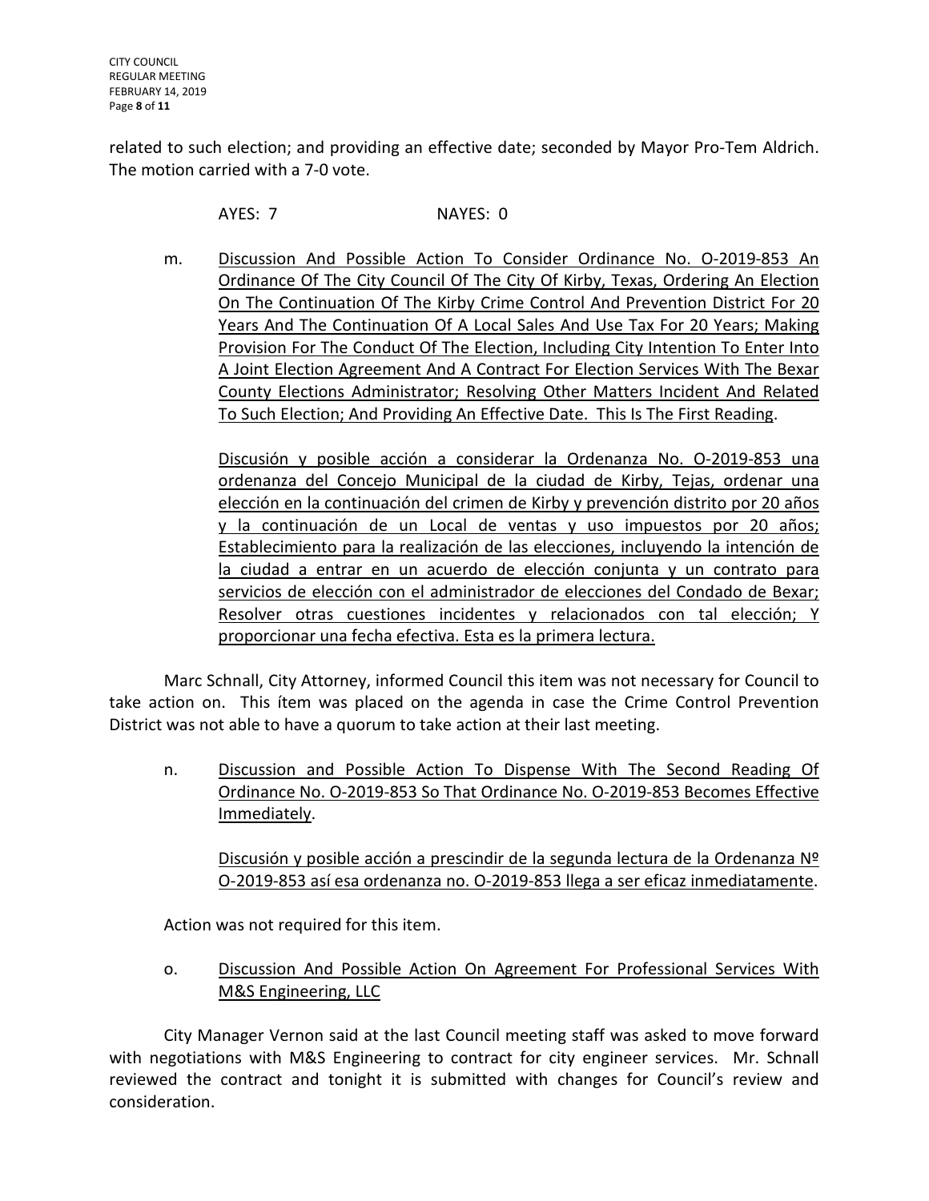related to such election; and providing an effective date; seconded by Mayor Pro-Tem Aldrich. The motion carried with a 7-0 vote.

AYES: 7 NAYES: 0

m. Discussion And Possible Action To Consider Ordinance No. O-2019-853 An Ordinance Of The City Council Of The City Of Kirby, Texas, Ordering An Election On The Continuation Of The Kirby Crime Control And Prevention District For 20 Years And The Continuation Of A Local Sales And Use Tax For 20 Years; Making Provision For The Conduct Of The Election, Including City Intention To Enter Into A Joint Election Agreement And A Contract For Election Services With The Bexar County Elections Administrator; Resolving Other Matters Incident And Related To Such Election; And Providing An Effective Date. This Is The First Reading.

Discusión y posible acción a considerar la Ordenanza No. O-2019-853 una ordenanza del Concejo Municipal de la ciudad de Kirby, Tejas, ordenar una elección en la continuación del crimen de Kirby y prevención distrito por 20 años y la continuación de un Local de ventas y uso impuestos por 20 años; Establecimiento para la realización de las elecciones, incluyendo la intención de la ciudad a entrar en un acuerdo de elección conjunta y un contrato para servicios de elección con el administrador de elecciones del Condado de Bexar; Resolver otras cuestiones incidentes y relacionados con tal elección; Y proporcionar una fecha efectiva. Esta es la primera lectura.

Marc Schnall, City Attorney, informed Council this item was not necessary for Council to take action on. This ítem was placed on the agenda in case the Crime Control Prevention District was not able to have a quorum to take action at their last meeting.

n. Discussion and Possible Action To Dispense With The Second Reading Of Ordinance No. O-2019-853 So That Ordinance No. O-2019-853 Becomes Effective Immediately.

Discusión y posible acción a prescindir de la segunda lectura de la Ordenanza Nº O-2019-853 así esa ordenanza no. O-2019-853 llega a ser eficaz inmediatamente.

Action was not required for this item.

o. Discussion And Possible Action On Agreement For Professional Services With M&S Engineering, LLC

City Manager Vernon said at the last Council meeting staff was asked to move forward with negotiations with M&S Engineering to contract for city engineer services. Mr. Schnall reviewed the contract and tonight it is submitted with changes for Council's review and consideration.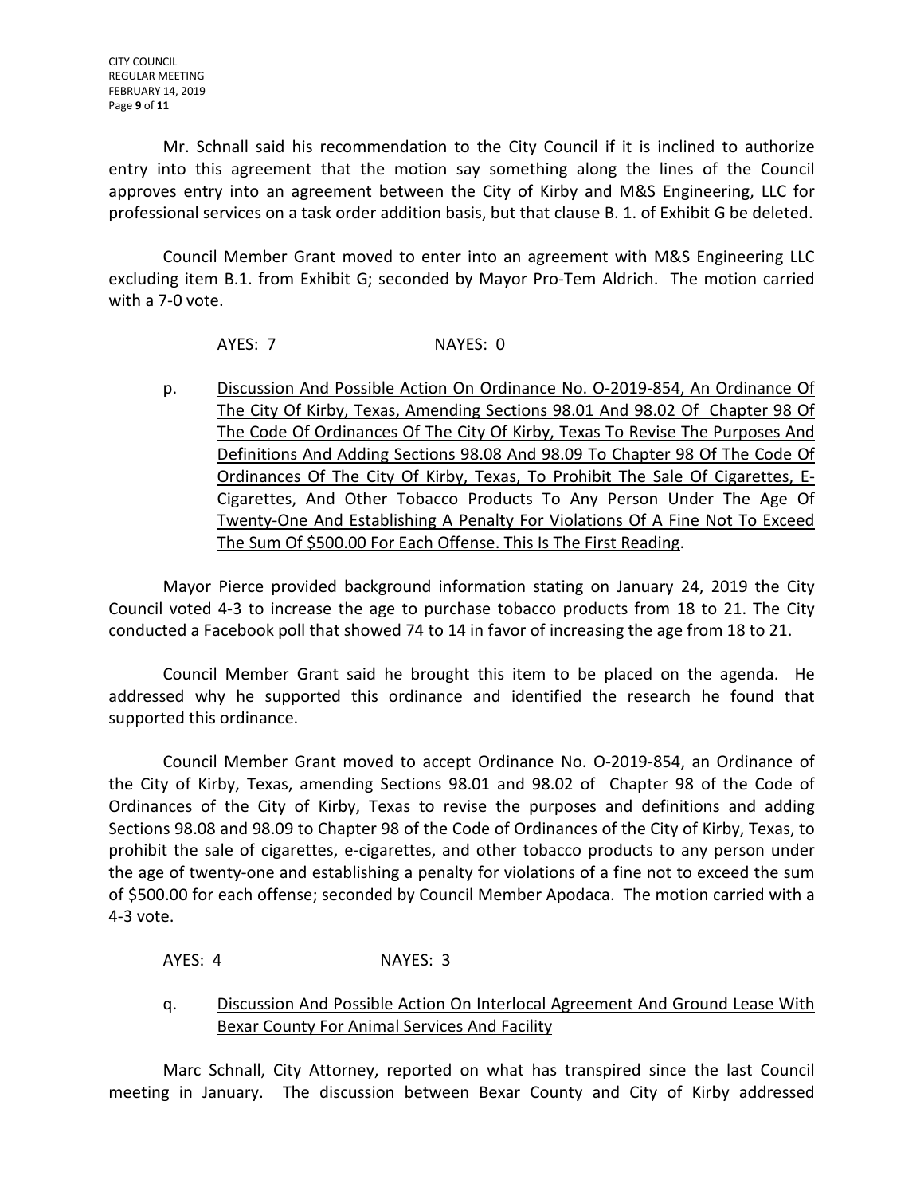Mr. Schnall said his recommendation to the City Council if it is inclined to authorize entry into this agreement that the motion say something along the lines of the Council approves entry into an agreement between the City of Kirby and M&S Engineering, LLC for professional services on a task order addition basis, but that clause B. 1. of Exhibit G be deleted.

Council Member Grant moved to enter into an agreement with M&S Engineering LLC excluding item B.1. from Exhibit G; seconded by Mayor Pro-Tem Aldrich. The motion carried with a 7-0 vote.

AYES: 7 NAYES: 0

p. <u>Discussion And Possible Action On Ordinance No. O-2019-854, An Ordinance Of The City Of Kirby, Texas, Amending Sections 98.01 And 98.02 Of Chapter 98 Of The Code Of Ordinances Of The City Of Kirby, Texas To Revise The Purposes And Definitions And Adding Sections 98.08 And 98.09 To Chapter 98 Of The Code Of Ordinances Of The City Of Kirby, Texas, To Prohibit The Sale Of Cigarettes, E-Cigarettes, And Other Tobacco Products To Any Person Under The Age Of Twenty-One And Establishing A Penalty For Violations Of A Fine Not To Exceed The Sum Of $500.00 For Each Offense. This Is The First Reading</u>.

Mayor Pierce provided background information stating on January 24, 2019 the City Council voted 4-3 to increase the age to purchase tobacco products from 18 to 21. The City conducted a Facebook poll that showed 74 to 14 in favor of increasing the age from 18 to 21.

Council Member Grant said he brought this item to be placed on the agenda. He addressed why he supported this ordinance and identified the research he found that supported this ordinance.

Council Member Grant moved to accept Ordinance No. O-2019-854, an Ordinance of the City of Kirby, Texas, amending Sections 98.01 and 98.02 of Chapter 98 of the Code of Ordinances of the City of Kirby, Texas to revise the purposes and definitions and adding Sections 98.08 and 98.09 to Chapter 98 of the Code of Ordinances of the City of Kirby, Texas, to prohibit the sale of cigarettes, e-cigarettes, and other tobacco products to any person under the age of twenty-one and establishing a penalty for violations of a fine not to exceed the sum of $500.00 for each offense; seconded by Council Member Apodaca. The motion carried with a 4-3 vote.

AYES: 4 NAYES: 3

q. <u>Discussion And Possible Action On Interlocal Agreement And Ground Lease With Bexar County For Animal Services And Facility</u>

Marc Schnall, City Attorney, reported on what has transpired since the last Council meeting in January. The discussion between Bexar County and City of Kirby addressed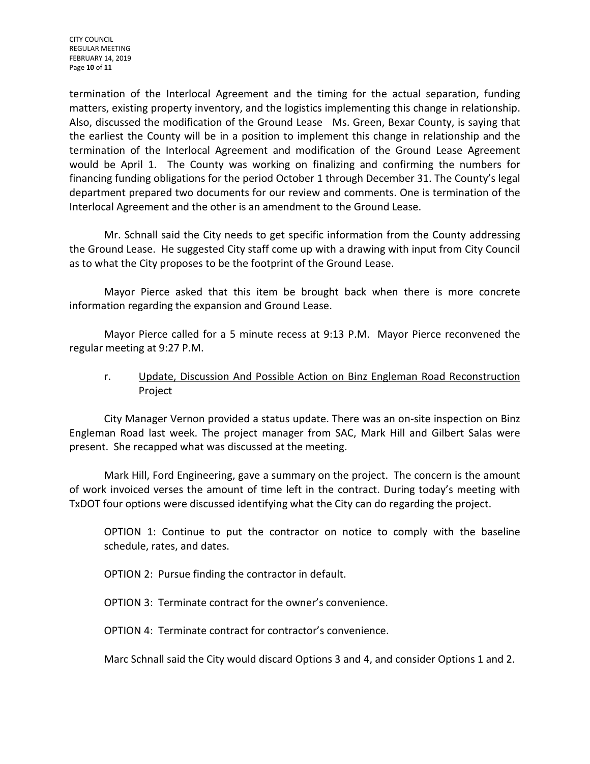termination of the Interlocal Agreement and the timing for the actual separation, funding matters, existing property inventory, and the logistics implementing this change in relationship. Also, discussed the modification of the Ground Lease Ms. Green, Bexar County, is saying that the earliest the County will be in a position to implement this change in relationship and the termination of the Interlocal Agreement and modification of the Ground Lease Agreement would be April 1. The County was working on finalizing and confirming the numbers for financing funding obligations for the period October 1 through December 31. The County's legal department prepared two documents for our review and comments. One is termination of the Interlocal Agreement and the other is an amendment to the Ground Lease.

Mr. Schnall said the City needs to get specific information from the County addressing the Ground Lease. He suggested City staff come up with a drawing with input from City Council as to what the City proposes to be the footprint of the Ground Lease.

Mayor Pierce asked that this item be brought back when there is more concrete information regarding the expansion and Ground Lease.

Mayor Pierce called for a 5 minute recess at 9:13 P.M. Mayor Pierce reconvened the regular meeting at 9:27 P.M.

r. <u>Update, Discussion And Possible Action on Binz Engleman Road Reconstruction Project</u>

City Manager Vernon provided a status update. There was an on-site inspection on Binz Engleman Road last week. The project manager from SAC, Mark Hill and Gilbert Salas were present. She recapped what was discussed at the meeting.

Mark Hill, Ford Engineering, gave a summary on the project. The concern is the amount of work invoiced verses the amount of time left in the contract. During today's meeting with TxDOT four options were discussed identifying what the City can do regarding the project.

OPTION 1: Continue to put the contractor on notice to comply with the baseline schedule, rates, and dates.

OPTION 2: Pursue finding the contractor in default.

OPTION 3: Terminate contract for the owner's convenience.

OPTION 4: Terminate contract for contractor's convenience.

Marc Schnall said the City would discard Options 3 and 4, and consider Options 1 and 2.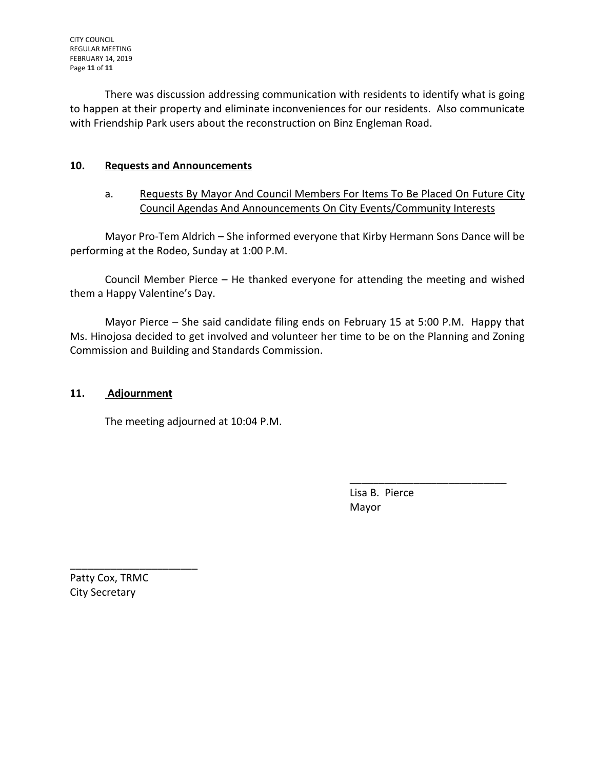There was discussion addressing communication with residents to identify what is going to happen at their property and eliminate inconveniences for our residents. Also communicate with Friendship Park users about the reconstruction on Binz Engleman Road.

## 10. Requests and Announcements

a. Requests By Mayor And Council Members For Items To Be Placed On Future City Council Agendas And Announcements On City Events/Community Interests

Mayor Pro-Tem Aldrich – She informed everyone that Kirby Hermann Sons Dance will be performing at the Rodeo, Sunday at 1:00 P.M.

Council Member Pierce – He thanked everyone for attending the meeting and wished them a Happy Valentine's Day.

Mayor Pierce – She said candidate filing ends on February 15 at 5:00 P.M. Happy that Ms. Hinojosa decided to get involved and volunteer her time to be on the Planning and Zoning Commission and Building and Standards Commission.

## 11. Adjournment

The meeting adjourned at 10:04 P.M.

___________________________
Lisa B. Pierce
Mayor

______________________
Patty Cox, TRMC
City Secretary